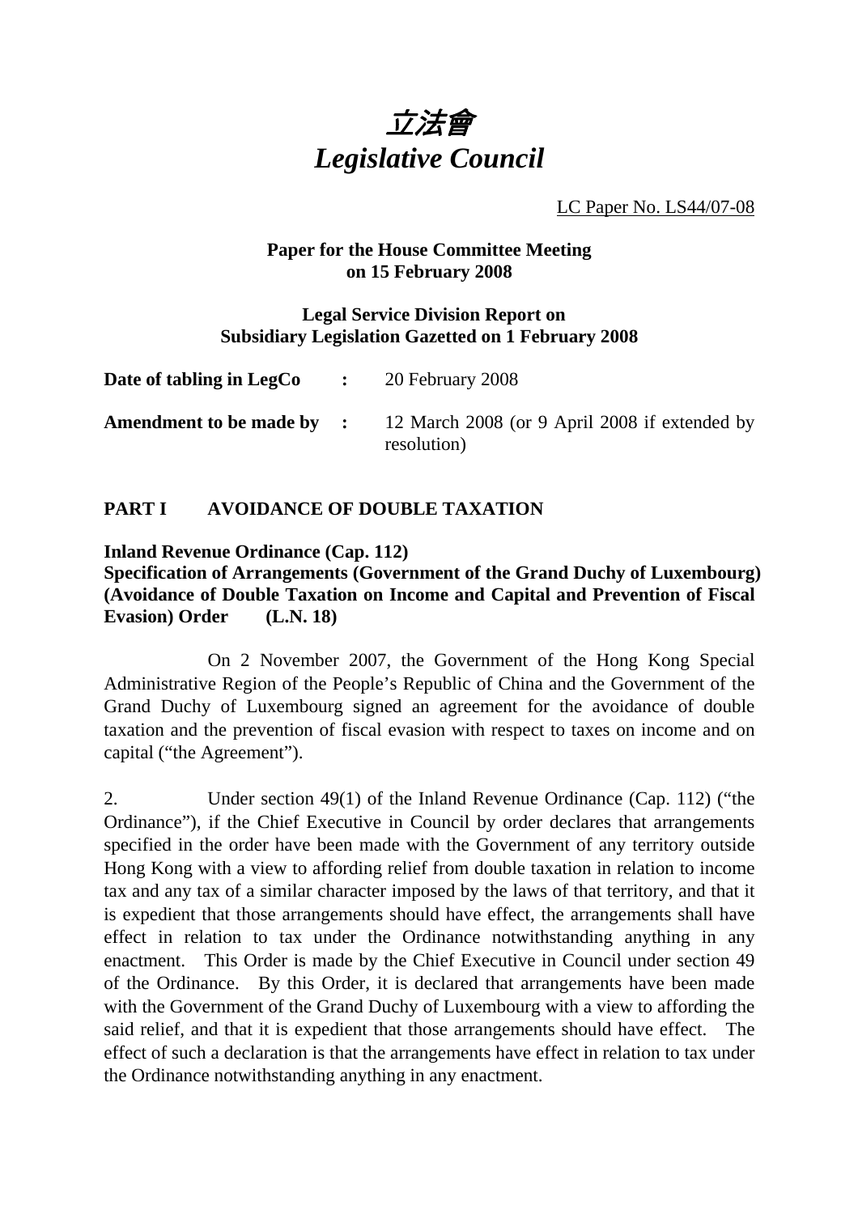# *立法會*
# *Legislative Council*

LC Paper No. LS44/07-08

**Paper for the House Committee Meeting on 15 February 2008**

**Legal Service Division Report on Subsidiary Legislation Gazetted on 1 February 2008**

| | | |
|---|---|---|
| **Date of tabling in LegCo** | **:** | 20 February 2008 |
| **Amendment to be made by** | **:** | 12 March 2008 (or 9 April 2008 if extended by resolution) |

## PART I AVOIDANCE OF DOUBLE TAXATION

**Inland Revenue Ordinance (Cap. 112)**
**Specification of Arrangements (Government of the Grand Duchy of Luxembourg) (Avoidance of Double Taxation on Income and Capital and Prevention of Fiscal Evasion) Order (L.N. 18)**

On 2 November 2007, the Government of the Hong Kong Special Administrative Region of the People's Republic of China and the Government of the Grand Duchy of Luxembourg signed an agreement for the avoidance of double taxation and the prevention of fiscal evasion with respect to taxes on income and on capital ("the Agreement").

2. Under section 49(1) of the Inland Revenue Ordinance (Cap. 112) ("the Ordinance"), if the Chief Executive in Council by order declares that arrangements specified in the order have been made with the Government of any territory outside Hong Kong with a view to affording relief from double taxation in relation to income tax and any tax of a similar character imposed by the laws of that territory, and that it is expedient that those arrangements should have effect, the arrangements shall have effect in relation to tax under the Ordinance notwithstanding anything in any enactment. This Order is made by the Chief Executive in Council under section 49 of the Ordinance. By this Order, it is declared that arrangements have been made with the Government of the Grand Duchy of Luxembourg with a view to affording the said relief, and that it is expedient that those arrangements should have effect. The effect of such a declaration is that the arrangements have effect in relation to tax under the Ordinance notwithstanding anything in any enactment.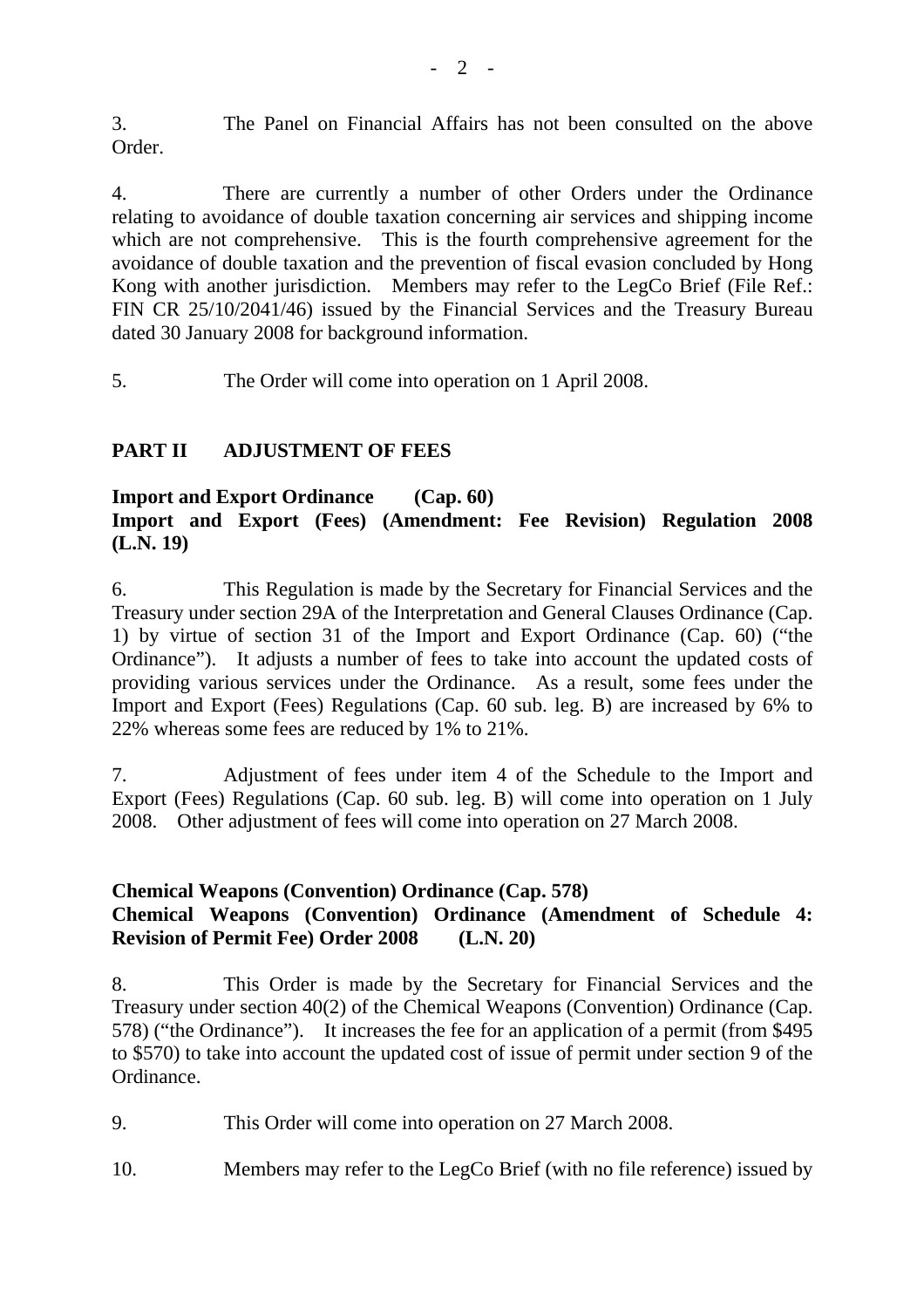3. The Panel on Financial Affairs has not been consulted on the above Order.

4. There are currently a number of other Orders under the Ordinance relating to avoidance of double taxation concerning air services and shipping income which are not comprehensive. This is the fourth comprehensive agreement for the avoidance of double taxation and the prevention of fiscal evasion concluded by Hong Kong with another jurisdiction. Members may refer to the LegCo Brief (File Ref.: FIN CR 25/10/2041/46) issued by the Financial Services and the Treasury Bureau dated 30 January 2008 for background information.

5. The Order will come into operation on 1 April 2008.

## PART II ADJUSTMENT OF FEES

### Import and Export Ordinance (Cap. 60)
### Import and Export (Fees) (Amendment: Fee Revision) Regulation 2008 (L.N. 19)

6. This Regulation is made by the Secretary for Financial Services and the Treasury under section 29A of the Interpretation and General Clauses Ordinance (Cap. 1) by virtue of section 31 of the Import and Export Ordinance (Cap. 60) ("the Ordinance"). It adjusts a number of fees to take into account the updated costs of providing various services under the Ordinance. As a result, some fees under the Import and Export (Fees) Regulations (Cap. 60 sub. leg. B) are increased by 6% to 22% whereas some fees are reduced by 1% to 21%.

7. Adjustment of fees under item 4 of the Schedule to the Import and Export (Fees) Regulations (Cap. 60 sub. leg. B) will come into operation on 1 July 2008. Other adjustment of fees will come into operation on 27 March 2008.

### Chemical Weapons (Convention) Ordinance (Cap. 578)
### Chemical Weapons (Convention) Ordinance (Amendment of Schedule 4: Revision of Permit Fee) Order 2008 (L.N. 20)

8. This Order is made by the Secretary for Financial Services and the Treasury under section 40(2) of the Chemical Weapons (Convention) Ordinance (Cap. 578) ("the Ordinance"). It increases the fee for an application of a permit (from $495 to $570) to take into account the updated cost of issue of permit under section 9 of the Ordinance.

9. This Order will come into operation on 27 March 2008.

10. Members may refer to the LegCo Brief (with no file reference) issued by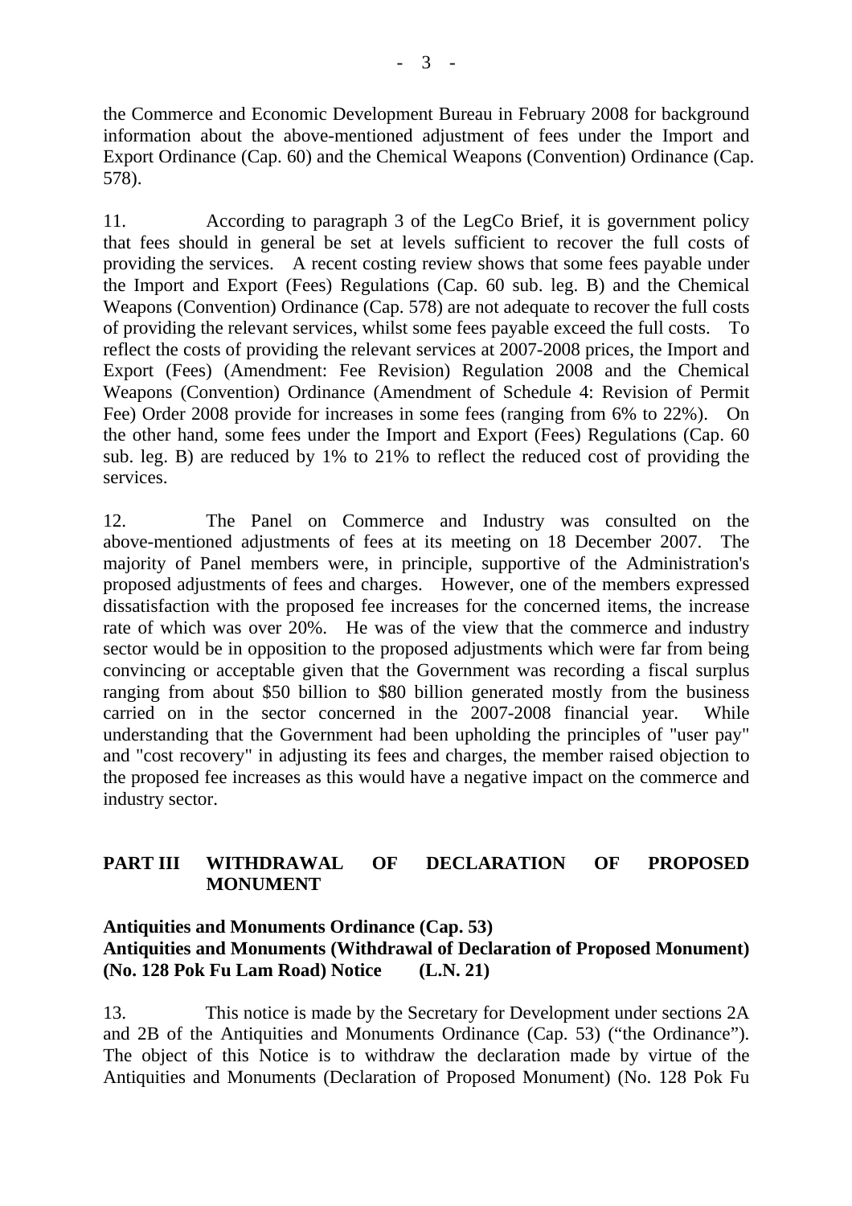the Commerce and Economic Development Bureau in February 2008 for background information about the above-mentioned adjustment of fees under the Import and Export Ordinance (Cap. 60) and the Chemical Weapons (Convention) Ordinance (Cap. 578).

11. According to paragraph 3 of the LegCo Brief, it is government policy that fees should in general be set at levels sufficient to recover the full costs of providing the services. A recent costing review shows that some fees payable under the Import and Export (Fees) Regulations (Cap. 60 sub. leg. B) and the Chemical Weapons (Convention) Ordinance (Cap. 578) are not adequate to recover the full costs of providing the relevant services, whilst some fees payable exceed the full costs. To reflect the costs of providing the relevant services at 2007-2008 prices, the Import and Export (Fees) (Amendment: Fee Revision) Regulation 2008 and the Chemical Weapons (Convention) Ordinance (Amendment of Schedule 4: Revision of Permit Fee) Order 2008 provide for increases in some fees (ranging from 6% to 22%). On the other hand, some fees under the Import and Export (Fees) Regulations (Cap. 60 sub. leg. B) are reduced by 1% to 21% to reflect the reduced cost of providing the services.

12. The Panel on Commerce and Industry was consulted on the above-mentioned adjustments of fees at its meeting on 18 December 2007. The majority of Panel members were, in principle, supportive of the Administration's proposed adjustments of fees and charges. However, one of the members expressed dissatisfaction with the proposed fee increases for the concerned items, the increase rate of which was over 20%. He was of the view that the commerce and industry sector would be in opposition to the proposed adjustments which were far from being convincing or acceptable given that the Government was recording a fiscal surplus ranging from about $50 billion to $80 billion generated mostly from the business carried on in the sector concerned in the 2007-2008 financial year. While understanding that the Government had been upholding the principles of "user pay" and "cost recovery" in adjusting its fees and charges, the member raised objection to the proposed fee increases as this would have a negative impact on the commerce and industry sector.

## PART III WITHDRAWAL OF DECLARATION OF PROPOSED MONUMENT

**Antiquities and Monuments Ordinance (Cap. 53)**
**Antiquities and Monuments (Withdrawal of Declaration of Proposed Monument) (No. 128 Pok Fu Lam Road) Notice (L.N. 21)**

13. This notice is made by the Secretary for Development under sections 2A and 2B of the Antiquities and Monuments Ordinance (Cap. 53) ("the Ordinance"). The object of this Notice is to withdraw the declaration made by virtue of the Antiquities and Monuments (Declaration of Proposed Monument) (No. 128 Pok Fu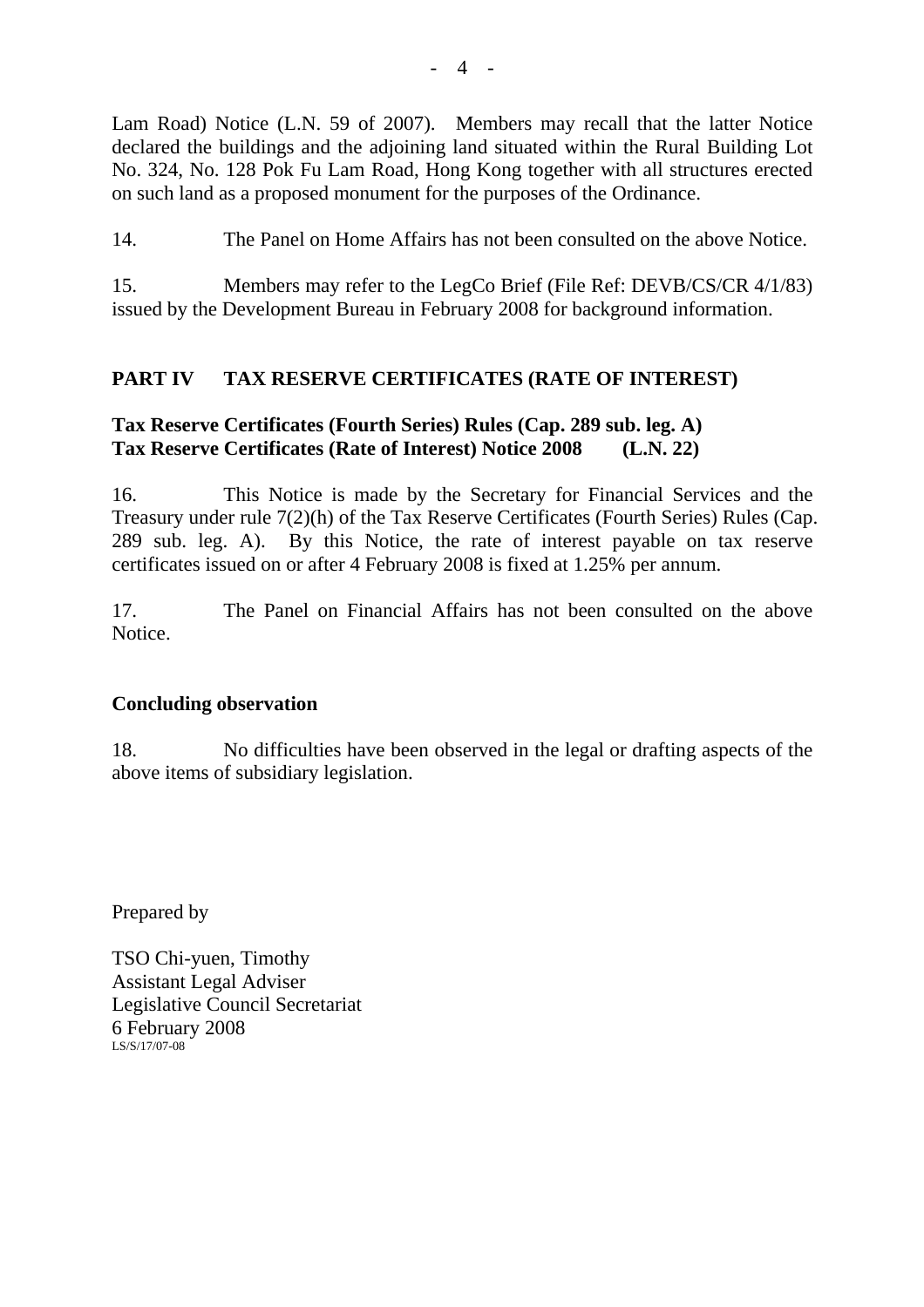Lam Road) Notice (L.N. 59 of 2007). Members may recall that the latter Notice declared the buildings and the adjoining land situated within the Rural Building Lot No. 324, No. 128 Pok Fu Lam Road, Hong Kong together with all structures erected on such land as a proposed monument for the purposes of the Ordinance.

14. The Panel on Home Affairs has not been consulted on the above Notice.

15. Members may refer to the LegCo Brief (File Ref: DEVB/CS/CR 4/1/83) issued by the Development Bureau in February 2008 for background information.

## PART IV TAX RESERVE CERTIFICATES (RATE OF INTEREST)

**Tax Reserve Certificates (Fourth Series) Rules (Cap. 289 sub. leg. A)**
**Tax Reserve Certificates (Rate of Interest) Notice 2008 (L.N. 22)**

16. This Notice is made by the Secretary for Financial Services and the Treasury under rule 7(2)(h) of the Tax Reserve Certificates (Fourth Series) Rules (Cap. 289 sub. leg. A). By this Notice, the rate of interest payable on tax reserve certificates issued on or after 4 February 2008 is fixed at 1.25% per annum.

17. The Panel on Financial Affairs has not been consulted on the above Notice.

## Concluding observation

18. No difficulties have been observed in the legal or drafting aspects of the above items of subsidiary legislation.

Prepared by

TSO Chi-yuen, Timothy
Assistant Legal Adviser
Legislative Council Secretariat
6 February 2008
LS/S/17/07-08